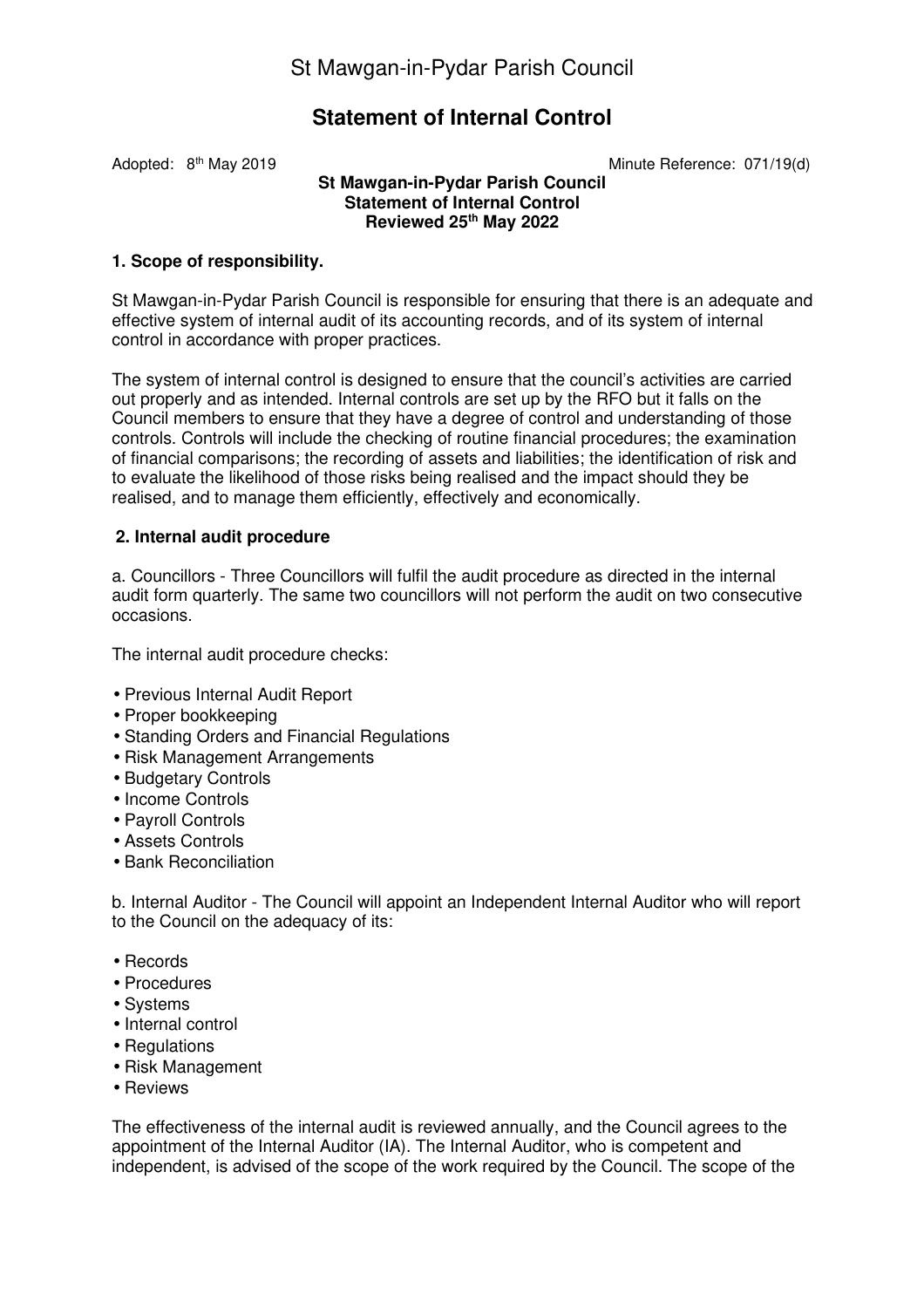# St Mawgan-in-Pydar Parish Council

## Statement of Internal Control

Adopted: 8th May 2019 Minute Reference: 071/19(d)

**St Mawgan-in-Pydar Parish Council**
**Statement of Internal Control**
**Reviewed 25th May 2022**

### 1. Scope of responsibility.

St Mawgan-in-Pydar Parish Council is responsible for ensuring that there is an adequate and effective system of internal audit of its accounting records, and of its system of internal control in accordance with proper practices.

The system of internal control is designed to ensure that the council's activities are carried out properly and as intended. Internal controls are set up by the RFO but it falls on the Council members to ensure that they have a degree of control and understanding of those controls. Controls will include the checking of routine financial procedures; the examination of financial comparisons; the recording of assets and liabilities; the identification of risk and to evaluate the likelihood of those risks being realised and the impact should they be realised, and to manage them efficiently, effectively and economically.

### 2. Internal audit procedure

a. Councillors - Three Councillors will fulfil the audit procedure as directed in the internal audit form quarterly. The same two councillors will not perform the audit on two consecutive occasions.

The internal audit procedure checks:

- Previous Internal Audit Report
- Proper bookkeeping
- Standing Orders and Financial Regulations
- Risk Management Arrangements
- Budgetary Controls
- Income Controls
- Payroll Controls
- Assets Controls
- Bank Reconciliation

b. Internal Auditor - The Council will appoint an Independent Internal Auditor who will report to the Council on the adequacy of its:

- Records
- Procedures
- Systems
- Internal control
- Regulations
- Risk Management
- Reviews

The effectiveness of the internal audit is reviewed annually, and the Council agrees to the appointment of the Internal Auditor (IA). The Internal Auditor, who is competent and independent, is advised of the scope of the work required by the Council. The scope of the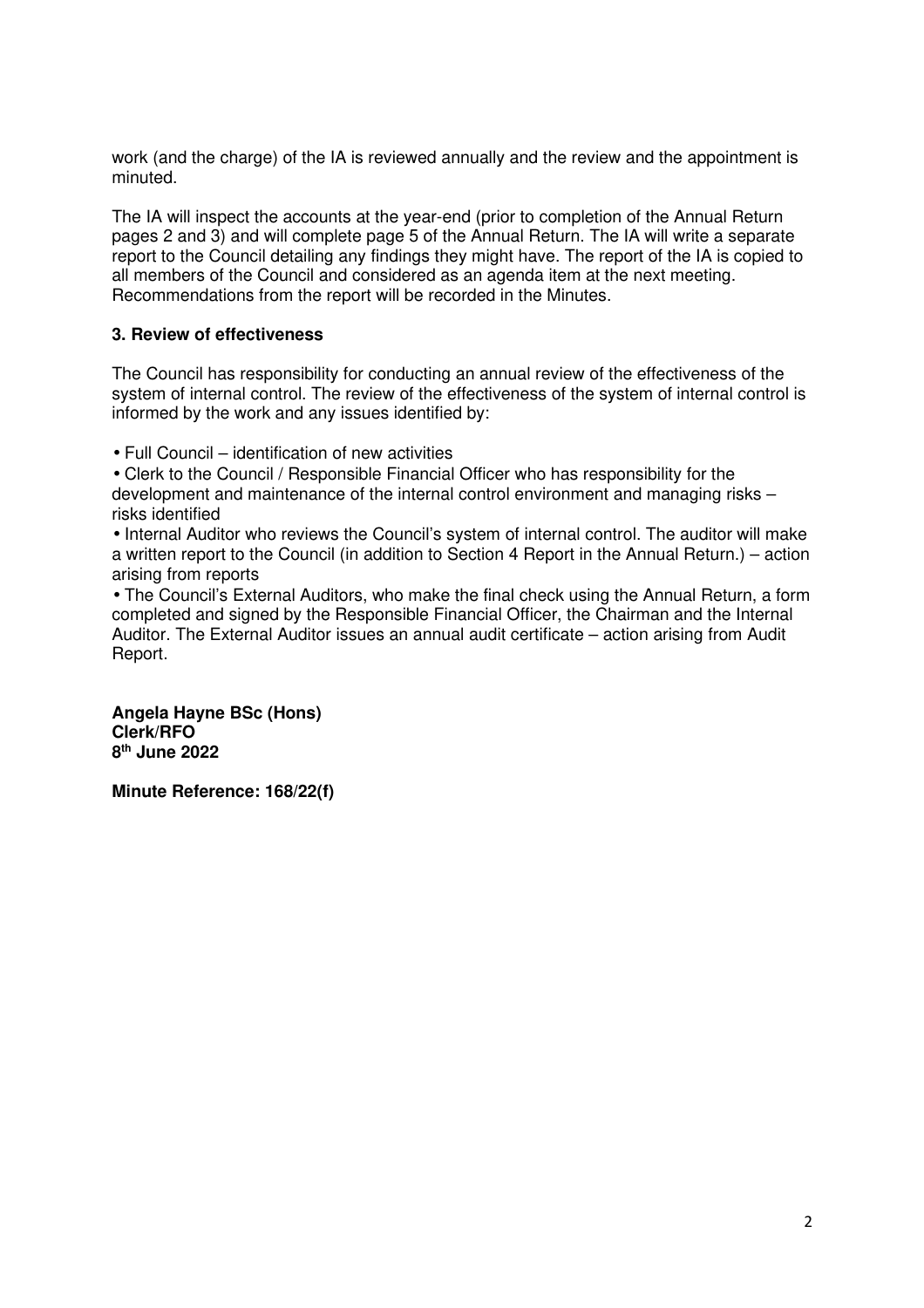work (and the charge) of the IA is reviewed annually and the review and the appointment is minuted.

The IA will inspect the accounts at the year-end (prior to completion of the Annual Return pages 2 and 3) and will complete page 5 of the Annual Return. The IA will write a separate report to the Council detailing any findings they might have. The report of the IA is copied to all members of the Council and considered as an agenda item at the next meeting. Recommendations from the report will be recorded in the Minutes.

### 3. Review of effectiveness

The Council has responsibility for conducting an annual review of the effectiveness of the system of internal control. The review of the effectiveness of the system of internal control is informed by the work and any issues identified by:

- Full Council – identification of new activities
- Clerk to the Council / Responsible Financial Officer who has responsibility for the development and maintenance of the internal control environment and managing risks – risks identified
- Internal Auditor who reviews the Council's system of internal control. The auditor will make a written report to the Council (in addition to Section 4 Report in the Annual Return.) – action arising from reports
- The Council's External Auditors, who make the final check using the Annual Return, a form completed and signed by the Responsible Financial Officer, the Chairman and the Internal Auditor. The External Auditor issues an annual audit certificate – action arising from Audit Report.

**Angela Hayne BSc (Hons)**
**Clerk/RFO**
**8th June 2022**

**Minute Reference: 168/22(f)**